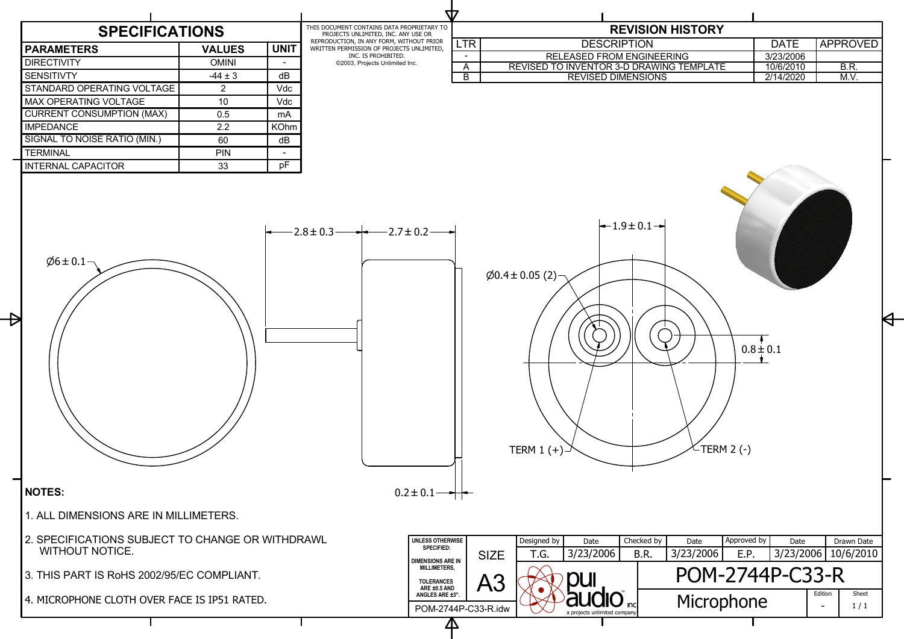## SPECIFICATIONS

| PARAMETERS | VALUES | UNIT |
|---|---|---|
| DIRECTIVITY | OMINI | - |
| SENSITIVTY | -44 ± 3 | dB |
| STANDARD OPERATING VOLTAGE | 2 | Vdc |
| MAX OPERATING VOLTAGE | 10 | Vdc |
| CURRENT CONSUMPTION (MAX) | 0.5 | mA |
| IMPEDANCE | 2.2 | KOhm |
| SIGNAL TO NOISE RATIO (MIN.) | 60 | dB |
| TERMINAL | PIN | - |
| INTERNAL CAPACITOR | 33 | pF |

THIS DOCUMENT CONTAINS DATA PROPRIETARY TO PROJECTS UNLIMITED, INC. ANY USE OR REPRODUCTION, IN ANY FORM, WITHOUT PRIOR WRITTEN PERMISSION OF PROJECTS UNLIMITED, INC. IS PROHIBITED.
©2003, Projects Unlimited Inc.

## REVISION HISTORY

| LTR | DESCRIPTION | DATE | APPROVED |
|---|---|---|---|
| - | RELEASED FROM ENGINEERING | 3/23/2006 | |
| A | REVISED TO INVENTOR 3-D DRAWING TEMPLATE | 10/6/2010 | B.R. |
| B | REVISED DIMENSIONS | 2/14/2020 | M.V. |

Ø6 ± 0.1

2.8 ± 0.3

2.7 ± 0.2

0.2 ± 0.1

1.9 ± 0.1

Ø0.4 ± 0.05 (2)

0.8 ± 0.1

TERM 1 (+)

TERM 2 (-)

**NOTES:**

1. ALL DIMENSIONS ARE IN MILLIMETERS.
2. SPECIFICATIONS SUBJECT TO CHANGE OR WITHDRAWL WITHOUT NOTICE.
3. THIS PART IS RoHS 2002/95/EC COMPLIANT.
4. MICROPHONE CLOTH OVER FACE IS IP51 RATED.

| UNLESS OTHERWISE SPECIFIED: DIMENSIONS ARE IN MILLIMETERS, TOLERANCES ARE ±0.5 AND ANGLES ARE ±3°. | SIZE | Designed by | Date | Checked by | Date | Approved by | Date | Drawn Date |
|---|---|---|---|---|---|---|---|---|
| | A3 | T.G. | 3/23/2006 | B.R. | 3/23/2006 | E.P. | 3/23/2006 | 10/6/2010 |

POM-2744P-C33-R.idw

pui audio inc — a projects unlimited company

**POM-2744P-C33-R**

Microphone

Edition: -

Sheet: 1 / 1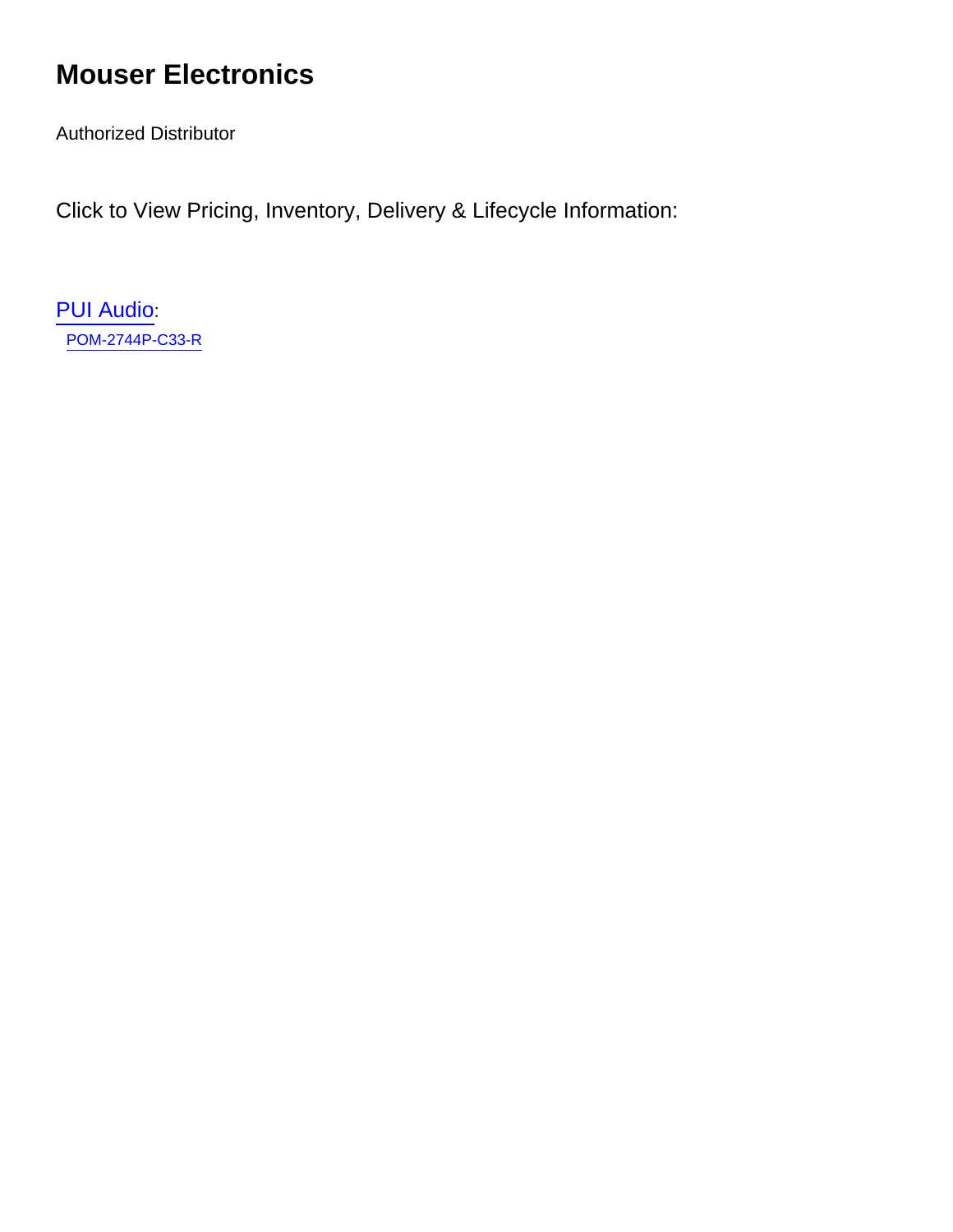# Mouser Electronics

Authorized Distributor

Click to View Pricing, Inventory, Delivery & Lifecycle Information:

PUI Audio:

POM-2744P-C33-R